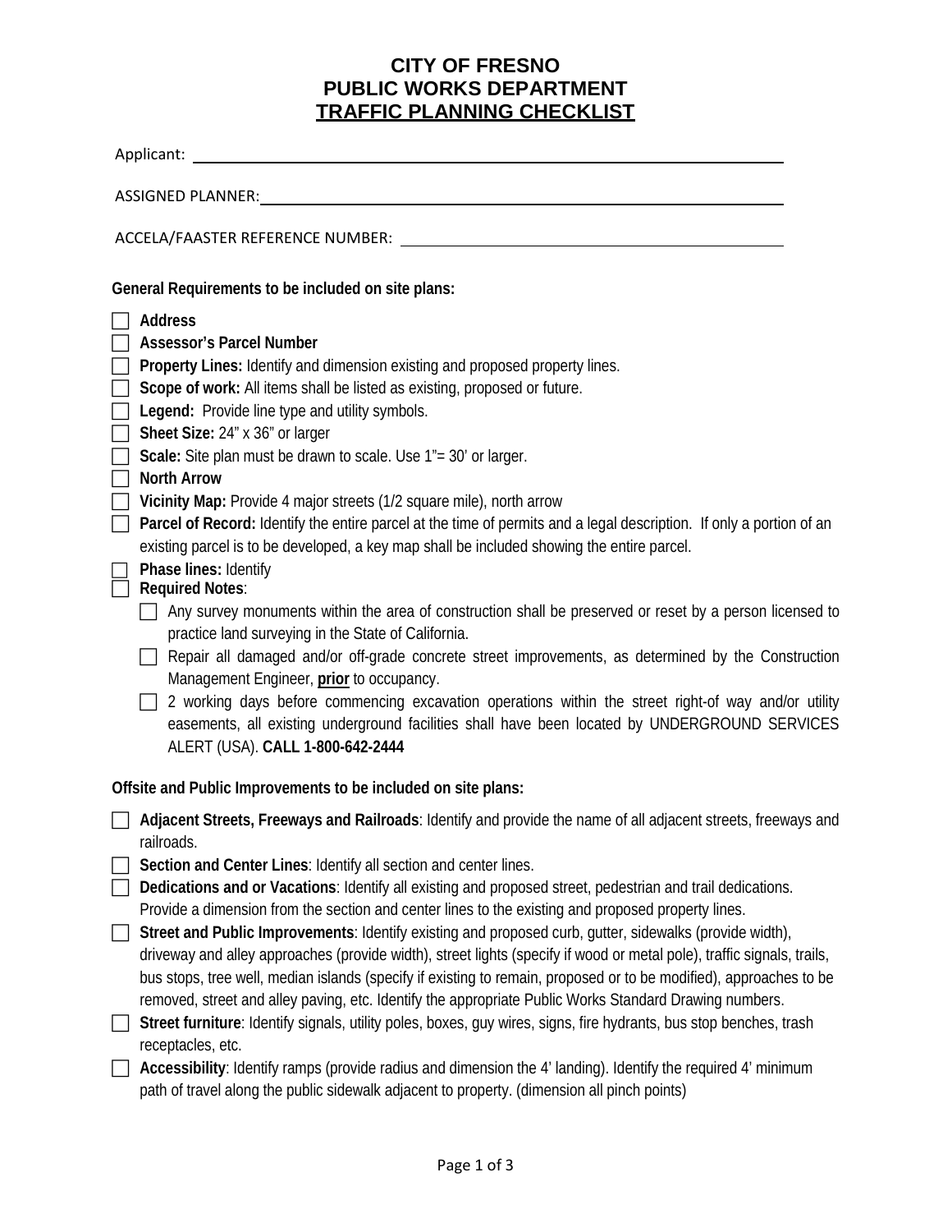# CITY OF FRESNO
# PUBLIC WORKS DEPARTMENT
# TRAFFIC PLANNING CHECKLIST

Applicant: ______________________________

ASSIGNED PLANNER: ______________________________

ACCELA/FAASTER REFERENCE NUMBER: ______________________________

**General Requirements to be included on site plans:**

- [ ] **Address**
- [ ] **Assessor's Parcel Number**
- [ ] **Property Lines:** Identify and dimension existing and proposed property lines.
- [ ] **Scope of work:** All items shall be listed as existing, proposed or future.
- [ ] **Legend:** Provide line type and utility symbols.
- [ ] **Sheet Size:** 24" x 36" or larger
- [ ] **Scale:** Site plan must be drawn to scale. Use 1"= 30' or larger.
- [ ] **North Arrow**
- [ ] **Vicinity Map:** Provide 4 major streets (1/2 square mile), north arrow
- [ ] **Parcel of Record:** Identify the entire parcel at the time of permits and a legal description. If only a portion of an existing parcel is to be developed, a key map shall be included showing the entire parcel.
- [ ] **Phase lines:** Identify
- [ ] **Required Notes**:
  - [ ] Any survey monuments within the area of construction shall be preserved or reset by a person licensed to practice land surveying in the State of California.
  - [ ] Repair all damaged and/or off-grade concrete street improvements, as determined by the Construction Management Engineer, **prior** to occupancy.
  - [ ] 2 working days before commencing excavation operations within the street right-of way and/or utility easements, all existing underground facilities shall have been located by UNDERGROUND SERVICES ALERT (USA). **CALL 1-800-642-2444**

**Offsite and Public Improvements to be included on site plans:**

- [ ] **Adjacent Streets, Freeways and Railroads**: Identify and provide the name of all adjacent streets, freeways and railroads.
- [ ] **Section and Center Lines**: Identify all section and center lines.
- [ ] **Dedications and or Vacations**: Identify all existing and proposed street, pedestrian and trail dedications. Provide a dimension from the section and center lines to the existing and proposed property lines.
- [ ] **Street and Public Improvements**: Identify existing and proposed curb, gutter, sidewalks (provide width), driveway and alley approaches (provide width), street lights (specify if wood or metal pole), traffic signals, trails, bus stops, tree well, median islands (specify if existing to remain, proposed or to be modified), approaches to be removed, street and alley paving, etc. Identify the appropriate Public Works Standard Drawing numbers.
- [ ] **Street furniture**: Identify signals, utility poles, boxes, guy wires, signs, fire hydrants, bus stop benches, trash receptacles, etc.
- [ ] **Accessibility**: Identify ramps (provide radius and dimension the 4' landing). Identify the required 4' minimum path of travel along the public sidewalk adjacent to property. (dimension all pinch points)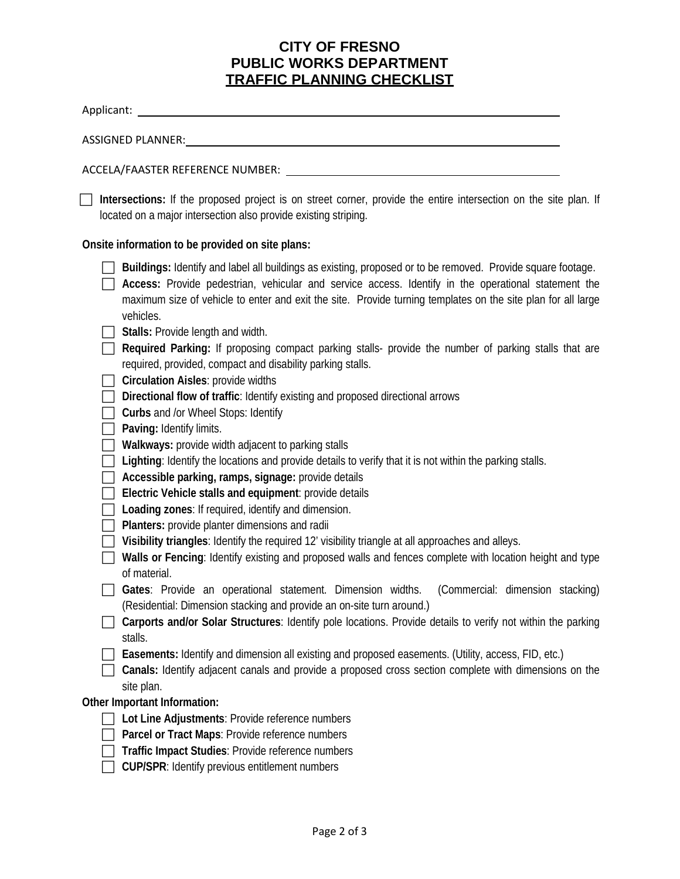# CITY OF FRESNO
# PUBLIC WORKS DEPARTMENT
## TRAFFIC PLANNING CHECKLIST

Applicant: ______________________________________________

ASSIGNED PLANNER: ______________________________________________

ACCELA/FAASTER REFERENCE NUMBER: ______________________________

- [ ] **Intersections:** If the proposed project is on street corner, provide the entire intersection on the site plan. If located on a major intersection also provide existing striping.

**Onsite information to be provided on site plans:**

- [ ] **Buildings:** Identify and label all buildings as existing, proposed or to be removed. Provide square footage.
- [ ] **Access:** Provide pedestrian, vehicular and service access. Identify in the operational statement the maximum size of vehicle to enter and exit the site. Provide turning templates on the site plan for all large vehicles.
- [ ] **Stalls:** Provide length and width.
- [ ] **Required Parking:** If proposing compact parking stalls- provide the number of parking stalls that are required, provided, compact and disability parking stalls.
- [ ] **Circulation Aisles**: provide widths
- [ ] **Directional flow of traffic**: Identify existing and proposed directional arrows
- [ ] **Curbs** and /or Wheel Stops: Identify
- [ ] **Paving:** Identify limits.
- [ ] **Walkways:** provide width adjacent to parking stalls
- [ ] **Lighting**: Identify the locations and provide details to verify that it is not within the parking stalls.
- [ ] **Accessible parking, ramps, signage:** provide details
- [ ] **Electric Vehicle stalls and equipment**: provide details
- [ ] **Loading zones**: If required, identify and dimension.
- [ ] **Planters:** provide planter dimensions and radii
- [ ] **Visibility triangles**: Identify the required 12' visibility triangle at all approaches and alleys.
- [ ] **Walls or Fencing**: Identify existing and proposed walls and fences complete with location height and type of material.
- [ ] **Gates**: Provide an operational statement. Dimension widths. (Commercial: dimension stacking) (Residential: Dimension stacking and provide an on-site turn around.)
- [ ] **Carports and/or Solar Structures**: Identify pole locations. Provide details to verify not within the parking stalls.
- [ ] **Easements:** Identify and dimension all existing and proposed easements. (Utility, access, FID, etc.)
- [ ] **Canals:** Identify adjacent canals and provide a proposed cross section complete with dimensions on the site plan.

**Other Important Information:**

- [ ] **Lot Line Adjustments**: Provide reference numbers
- [ ] **Parcel or Tract Maps**: Provide reference numbers
- [ ] **Traffic Impact Studies**: Provide reference numbers
- [ ] **CUP/SPR**: Identify previous entitlement numbers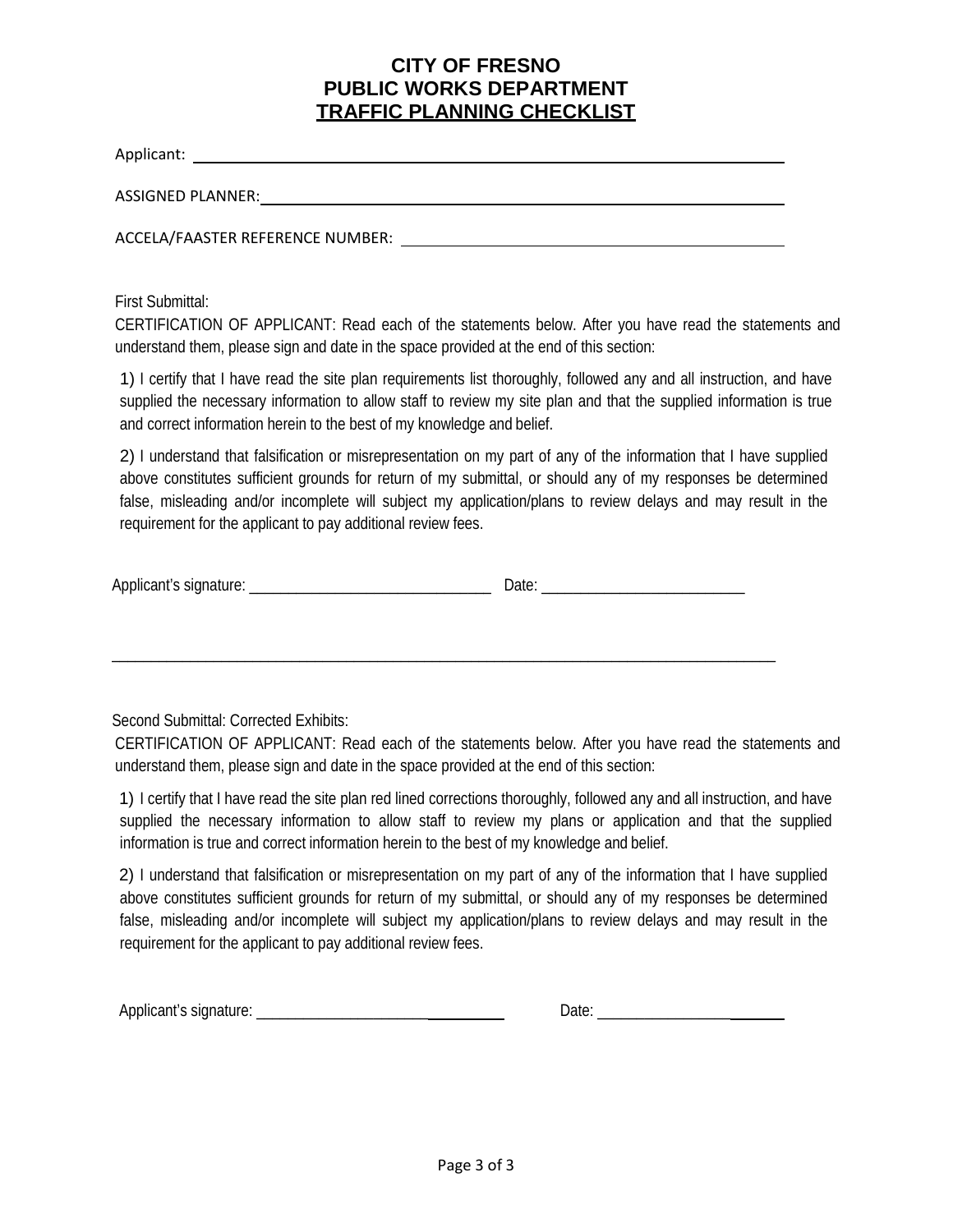# CITY OF FRESNO
# PUBLIC WORKS DEPARTMENT
# TRAFFIC PLANNING CHECKLIST

Applicant: ______________________________________________________________

ASSIGNED PLANNER: _______________________________________________________

ACCELA/FAASTER REFERENCE NUMBER: ______________________________________

First Submittal:

CERTIFICATION OF APPLICANT: Read each of the statements below. After you have read the statements and understand them, please sign and date in the space provided at the end of this section:

1) I certify that I have read the site plan requirements list thoroughly, followed any and all instruction, and have supplied the necessary information to allow staff to review my site plan and that the supplied information is true and correct information herein to the best of my knowledge and belief.

2) I understand that falsification or misrepresentation on my part of any of the information that I have supplied above constitutes sufficient grounds for return of my submittal, or should any of my responses be determined false, misleading and/or incomplete will subject my application/plans to review delays and may result in the requirement for the applicant to pay additional review fees.

Applicant's signature: ______________________________ Date: _________________________

---

Second Submittal: Corrected Exhibits:

CERTIFICATION OF APPLICANT: Read each of the statements below. After you have read the statements and understand them, please sign and date in the space provided at the end of this section:

1) I certify that I have read the site plan red lined corrections thoroughly, followed any and all instruction, and have supplied the necessary information to allow staff to review my plans or application and that the supplied information is true and correct information herein to the best of my knowledge and belief.

2) I understand that falsification or misrepresentation on my part of any of the information that I have supplied above constitutes sufficient grounds for return of my submittal, or should any of my responses be determined false, misleading and/or incomplete will subject my application/plans to review delays and may result in the requirement for the applicant to pay additional review fees.

Applicant's signature: ______________________________ Date: _________________________